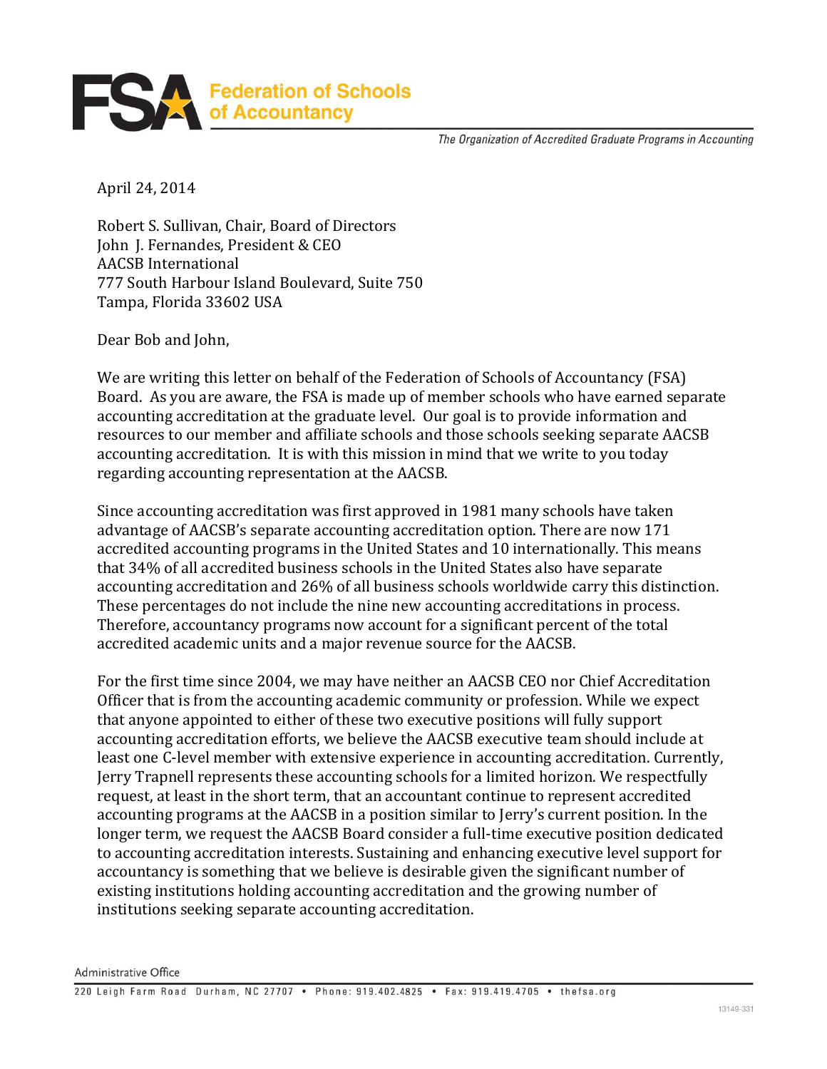**FSA** Federation of Schools of Accountancy

*The Organization of Accredited Graduate Programs in Accounting*

April 24, 2014

Robert S. Sullivan, Chair, Board of Directors
John J. Fernandes, President & CEO
AACSB International
777 South Harbour Island Boulevard, Suite 750
Tampa, Florida 33602 USA

Dear Bob and John,

We are writing this letter on behalf of the Federation of Schools of Accountancy (FSA) Board. As you are aware, the FSA is made up of member schools who have earned separate accounting accreditation at the graduate level. Our goal is to provide information and resources to our member and affiliate schools and those schools seeking separate AACSB accounting accreditation. It is with this mission in mind that we write to you today regarding accounting representation at the AACSB.

Since accounting accreditation was first approved in 1981 many schools have taken advantage of AACSB's separate accounting accreditation option. There are now 171 accredited accounting programs in the United States and 10 internationally. This means that 34% of all accredited business schools in the United States also have separate accounting accreditation and 26% of all business schools worldwide carry this distinction. These percentages do not include the nine new accounting accreditations in process. Therefore, accountancy programs now account for a significant percent of the total accredited academic units and a major revenue source for the AACSB.

For the first time since 2004, we may have neither an AACSB CEO nor Chief Accreditation Officer that is from the accounting academic community or profession. While we expect that anyone appointed to either of these two executive positions will fully support accounting accreditation efforts, we believe the AACSB executive team should include at least one C-level member with extensive experience in accounting accreditation. Currently, Jerry Trapnell represents these accounting schools for a limited horizon. We respectfully request, at least in the short term, that an accountant continue to represent accredited accounting programs at the AACSB in a position similar to Jerry's current position. In the longer term, we request the AACSB Board consider a full-time executive position dedicated to accounting accreditation interests. Sustaining and enhancing executive level support for accountancy is something that we believe is desirable given the significant number of existing institutions holding accounting accreditation and the growing number of institutions seeking separate accounting accreditation.

Administrative Office
220 Leigh Farm Road Durham, NC 27707 • Phone: 919.402.4825 • Fax: 919.419.4705 • thefsa.org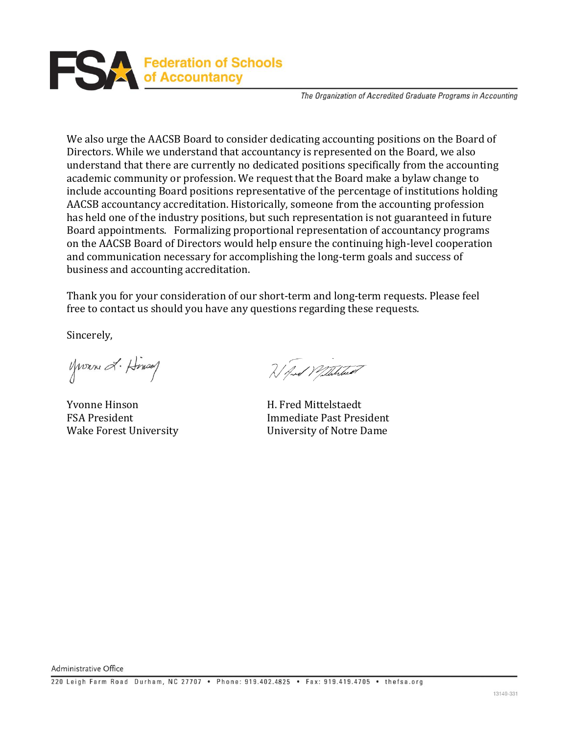We also urge the AACSB Board to consider dedicating accounting positions on the Board of Directors. While we understand that accountancy is represented on the Board, we also understand that there are currently no dedicated positions specifically from the accounting academic community or profession. We request that the Board make a bylaw change to include accounting Board positions representative of the percentage of institutions holding AACSB accountancy accreditation. Historically, someone from the accounting profession has held one of the industry positions, but such representation is not guaranteed in future Board appointments. Formalizing proportional representation of accountancy programs on the AACSB Board of Directors would help ensure the continuing high-level cooperation and communication necessary for accomplishing the long-term goals and success of business and accounting accreditation.

Thank you for your consideration of our short-term and long-term requests. Please feel free to contact us should you have any questions regarding these requests.

Sincerely,

Yvonne Hinson
FSA President
Wake Forest University

H. Fred Mittelstaedt
Immediate Past President
University of Notre Dame